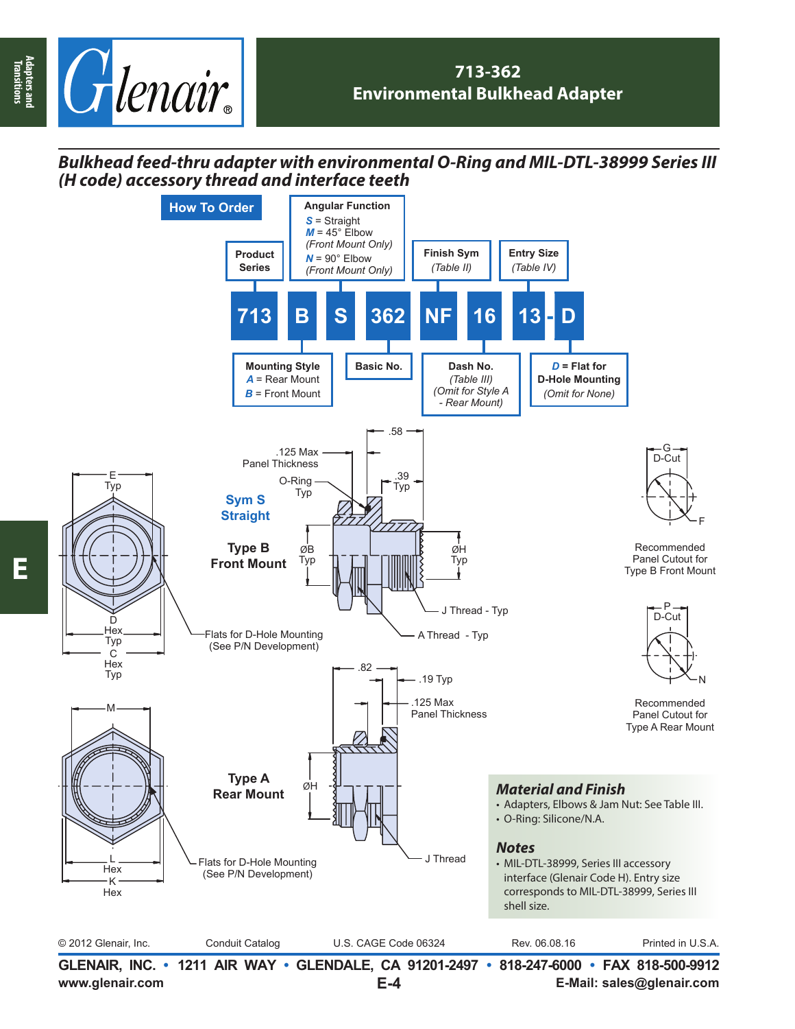# 713-362
## Environmental Bulkhead Adapter

*Bulkhead feed-thru adapter with environmental O-Ring and MIL-DTL-38999 Series III (H code) accessory thread and interface teeth*

### How To Order

713 B S 362 NF 16 13 - D

- **Product Series**: 713
- **Mounting Style**: *A* = Rear Mount, *B* = Front Mount
- **Angular Function**: *S* = Straight; *M* = 45° Elbow (Front Mount Only); *N* = 90° Elbow (Front Mount Only)
- **Basic No.**: 362
- **Finish Sym** (Table II)
- **Dash No.** (Table III) (Omit for Style A - Rear Mount)
- **Entry Size** (Table IV)
- *D* = Flat for D-Hole Mounting (Omit for None)

**Sym S Straight**

**Type B Front Mount**

.58; .125 Max Panel Thickness; O-Ring Typ; .39 Typ; E Typ; ØB Typ; ØH Typ; J Thread - Typ; A Thread - Typ; D Hex Typ; C Hex Typ; Flats for D-Hole Mounting (See P/N Development)

G D-Cut; F — Recommended Panel Cutout for Type B Front Mount

**Type A Rear Mount**

.82; .19 Typ; .125 Max Panel Thickness; M; ØH; J Thread; L Hex; K Hex; Flats for D-Hole Mounting (See P/N Development)

P D-Cut; N — Recommended Panel Cutout for Type A Rear Mount

### Material and Finish

- Adapters, Elbows & Jam Nut: See Table III.
- O-Ring: Silicone/N.A.

### Notes

- MIL-DTL-38999, Series III accessory interface (Glenair Code H). Entry size corresponds to MIL-DTL-38999, Series III shell size.

© 2012 Glenair, Inc. Conduit Catalog U.S. CAGE Code 06324 Rev. 06.08.16 Printed in U.S.A.

**GLENAIR, INC. • 1211 AIR WAY • GLENDALE, CA 91201-2497 • 818-247-6000 • FAX 818-500-9912**
www.glenair.com E-Mail: sales@glenair.com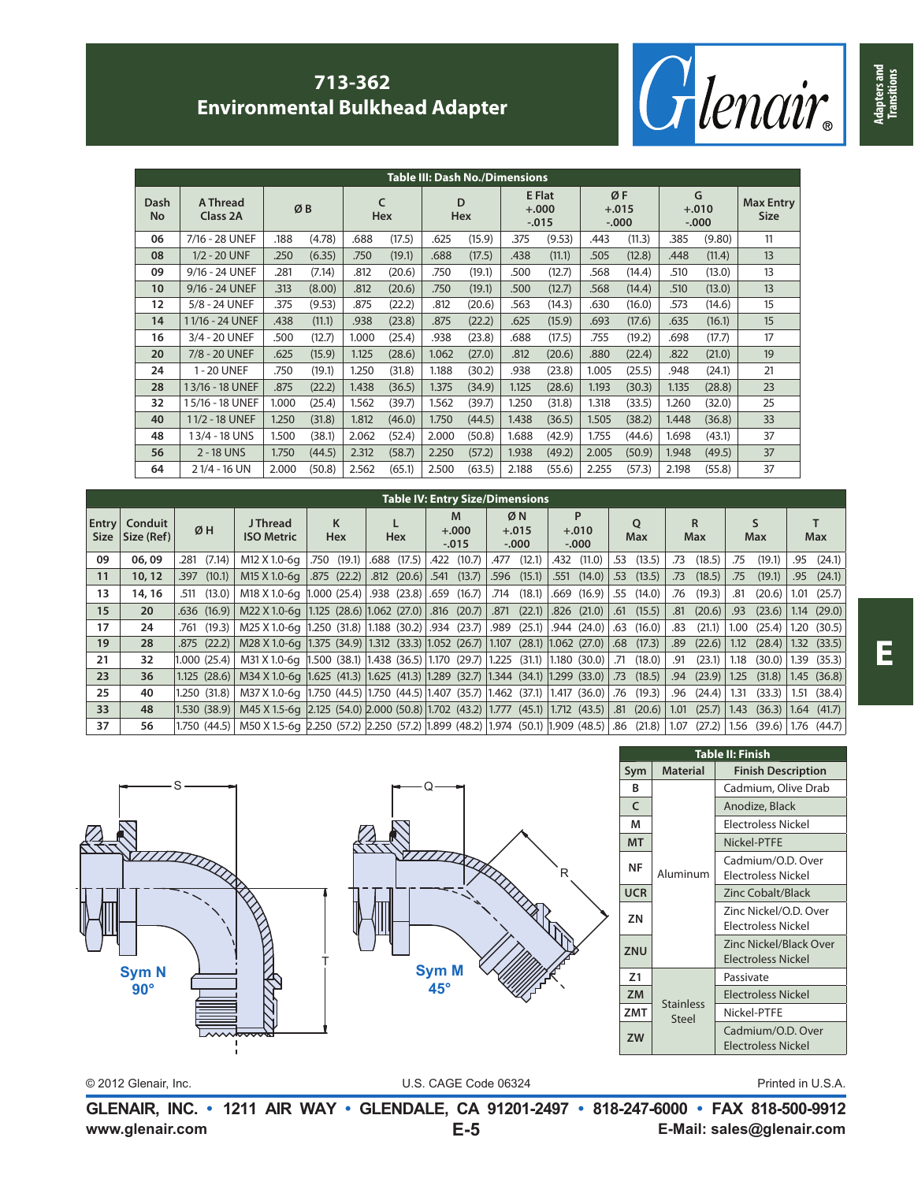# 713-362 Environmental Bulkhead Adapter

**Table III: Dash No./Dimensions**

| Dash No | A Thread Class 2A | Ø B | | C Hex | | D Hex | | E Flat +.000 -.015 | | Ø F +.015 -.000 | | G +.010 -.000 | | Max Entry Size |
|---|---|---|---|---|---|---|---|---|---|---|---|---|---|---|
| 06 | 7/16 - 28 UNEF | .188 | (4.78) | .688 | (17.5) | .625 | (15.9) | .375 | (9.53) | .443 | (11.3) | .385 | (9.80) | 11 |
| 08 | 1/2 - 20 UNF | .250 | (6.35) | .750 | (19.1) | .688 | (17.5) | .438 | (11.1) | .505 | (12.8) | .448 | (11.4) | 13 |
| 09 | 9/16 - 24 UNEF | .281 | (7.14) | .812 | (20.6) | .750 | (19.1) | .500 | (12.7) | .568 | (14.4) | .510 | (13.0) | 13 |
| 10 | 9/16 - 24 UNEF | .313 | (8.00) | .812 | (20.6) | .750 | (19.1) | .500 | (12.7) | .568 | (14.4) | .510 | (13.0) | 13 |
| 12 | 5/8 - 24 UNEF | .375 | (9.53) | .875 | (22.2) | .812 | (20.6) | .563 | (14.3) | .630 | (16.0) | .573 | (14.6) | 15 |
| 14 | 1 1/16 - 24 UNEF | .438 | (11.1) | .938 | (23.8) | .875 | (22.2) | .625 | (15.9) | .693 | (17.6) | .635 | (16.1) | 15 |
| 16 | 3/4 - 20 UNEF | .500 | (12.7) | 1.000 | (25.4) | .938 | (23.8) | .688 | (17.5) | .755 | (19.2) | .698 | (17.7) | 17 |
| 20 | 7/8 - 20 UNEF | .625 | (15.9) | 1.125 | (28.6) | 1.062 | (27.0) | .812 | (20.6) | .880 | (22.4) | .822 | (21.0) | 19 |
| 24 | 1 - 20 UNEF | .750 | (19.1) | 1.250 | (31.8) | 1.188 | (30.2) | .938 | (23.8) | 1.005 | (25.5) | .948 | (24.1) | 21 |
| 28 | 1 3/16 - 18 UNEF | .875 | (22.2) | 1.438 | (36.5) | 1.375 | (34.9) | 1.125 | (28.6) | 1.193 | (30.3) | 1.135 | (28.8) | 23 |
| 32 | 1 5/16 - 18 UNEF | 1.000 | (25.4) | 1.562 | (39.7) | 1.562 | (39.7) | 1.250 | (31.8) | 1.318 | (33.5) | 1.260 | (32.0) | 25 |
| 40 | 1 1/2 - 18 UNEF | 1.250 | (31.8) | 1.812 | (46.0) | 1.750 | (44.5) | 1.438 | (36.5) | 1.505 | (38.2) | 1.448 | (36.8) | 33 |
| 48 | 1 3/4 - 18 UNS | 1.500 | (38.1) | 2.062 | (52.4) | 2.000 | (50.8) | 1.688 | (42.9) | 1.755 | (44.6) | 1.698 | (43.1) | 37 |
| 56 | 2 - 18 UNS | 1.750 | (44.5) | 2.312 | (58.7) | 2.250 | (57.2) | 1.938 | (49.2) | 2.005 | (50.9) | 1.948 | (49.5) | 37 |
| 64 | 2 1/4 - 16 UN | 2.000 | (50.8) | 2.562 | (65.1) | 2.500 | (63.5) | 2.188 | (55.6) | 2.255 | (57.3) | 2.198 | (55.8) | 37 |

**Table IV: Entry Size/Dimensions**

| Entry Size | Conduit Size (Ref) | Ø H | J Thread ISO Metric | K Hex | L Hex | M +.000 -.015 | Ø N +.015 -.000 | P +.010 -.000 | Q Max | R Max | S Max | T Max |
|---|---|---|---|---|---|---|---|---|---|---|---|---|
| 09 | 06, 09 | .281 (7.14) | M12 X 1.0-6g | .750 (19.1) | .688 (17.5) | .422 (10.7) | .477 (12.1) | .432 (11.0) | .53 (13.5) | .73 (18.5) | .75 (19.1) | .95 (24.1) |
| 11 | 10, 12 | .397 (10.1) | M15 X 1.0-6g | .875 (22.2) | .812 (20.6) | .541 (13.7) | .596 (15.1) | .551 (14.0) | .53 (13.5) | .73 (18.5) | .75 (19.1) | .95 (24.1) |
| 13 | 14, 16 | .511 (13.0) | M18 X 1.0-6g | 1.000 (25.4) | .938 (23.8) | .659 (16.7) | .714 (18.1) | .669 (16.9) | .55 (14.0) | .76 (19.3) | .81 (20.6) | 1.01 (25.7) |
| 15 | 20 | .636 (16.9) | M22 X 1.0-6g | 1.125 (28.6) | 1.062 (27.0) | .816 (20.7) | .871 (22.1) | .826 (21.0) | .61 (15.5) | .81 (20.6) | .93 (23.6) | 1.14 (29.0) |
| 17 | 24 | .761 (19.3) | M25 X 1.0-6g | 1.250 (31.8) | 1.188 (30.2) | .934 (23.7) | .989 (25.1) | .944 (24.0) | .63 (16.0) | .83 (21.1) | 1.00 (25.4) | 1.20 (30.5) |
| 19 | 28 | .875 (22.2) | M28 X 1.0-6g | 1.375 (34.9) | 1.312 (33.3) | 1.052 (26.7) | 1.107 (28.1) | 1.062 (27.0) | .68 (17.3) | .89 (22.6) | 1.12 (28.4) | 1.32 (33.5) |
| 21 | 32 | 1.000 (25.4) | M31 X 1.0-6g | 1.500 (38.1) | 1.438 (36.5) | 1.170 (29.7) | 1.225 (31.1) | 1.180 (30.0) | .71 (18.0) | .91 (23.1) | 1.18 (30.0) | 1.39 (35.3) |
| 23 | 36 | 1.125 (28.6) | M34 X 1.0-6g | 1.625 (41.3) | 1.625 (41.3) | 1.289 (32.7) | 1.344 (34.1) | 1.299 (33.0) | .73 (18.5) | .94 (23.9) | 1.25 (31.8) | 1.45 (36.8) |
| 25 | 40 | 1.250 (31.8) | M37 X 1.0-6g | 1.750 (44.5) | 1.750 (44.5) | 1.407 (35.7) | 1.462 (37.1) | 1.417 (36.0) | .76 (19.3) | .96 (24.4) | 1.31 (33.3) | 1.51 (38.4) |
| 33 | 48 | 1.530 (38.9) | M45 X 1.5-6g | 2.125 (54.0) | 2.000 (50.8) | 1.702 (43.2) | 1.777 (45.1) | 1.712 (43.5) | .81 (20.6) | 1.01 (25.7) | 1.43 (36.3) | 1.64 (41.7) |
| 37 | 56 | 1.750 (44.5) | M50 X 1.5-6g | 2.250 (57.2) | 2.250 (57.2) | 1.899 (48.2) | 1.974 (50.1) | 1.909 (48.5) | .86 (21.8) | 1.07 (27.2) | 1.56 (39.6) | 1.76 (44.7) |

S

T

Sym N
90°

Q

R

Sym M
45°

**Table II: Finish**

| Sym | Material | Finish Description |
|---|---|---|
| B | Aluminum | Cadmium, Olive Drab |
| C | Aluminum | Anodize, Black |
| M | Aluminum | Electroless Nickel |
| MT | Aluminum | Nickel-PTFE |
| NF | Aluminum | Cadmium/O.D. Over Electroless Nickel |
| UCR | Aluminum | Zinc Cobalt/Black |
| ZN | Aluminum | Zinc Nickel/O.D. Over Electroless Nickel |
| ZNU | Aluminum | Zinc Nickel/Black Over Electroless Nickel |
| Z1 | Stainless Steel | Passivate |
| ZM | Stainless Steel | Electroless Nickel |
| ZMT | Stainless Steel | Nickel-PTFE |
| ZW | Stainless Steel | Cadmium/O.D. Over Electroless Nickel |

© 2012 Glenair, Inc. U.S. CAGE Code 06324 Printed in U.S.A.

**GLENAIR, INC. • 1211 AIR WAY • GLENDALE, CA 91201-2497 • 818-247-6000 • FAX 818-500-9912**
**www.glenair.com** **E-Mail: sales@glenair.com**